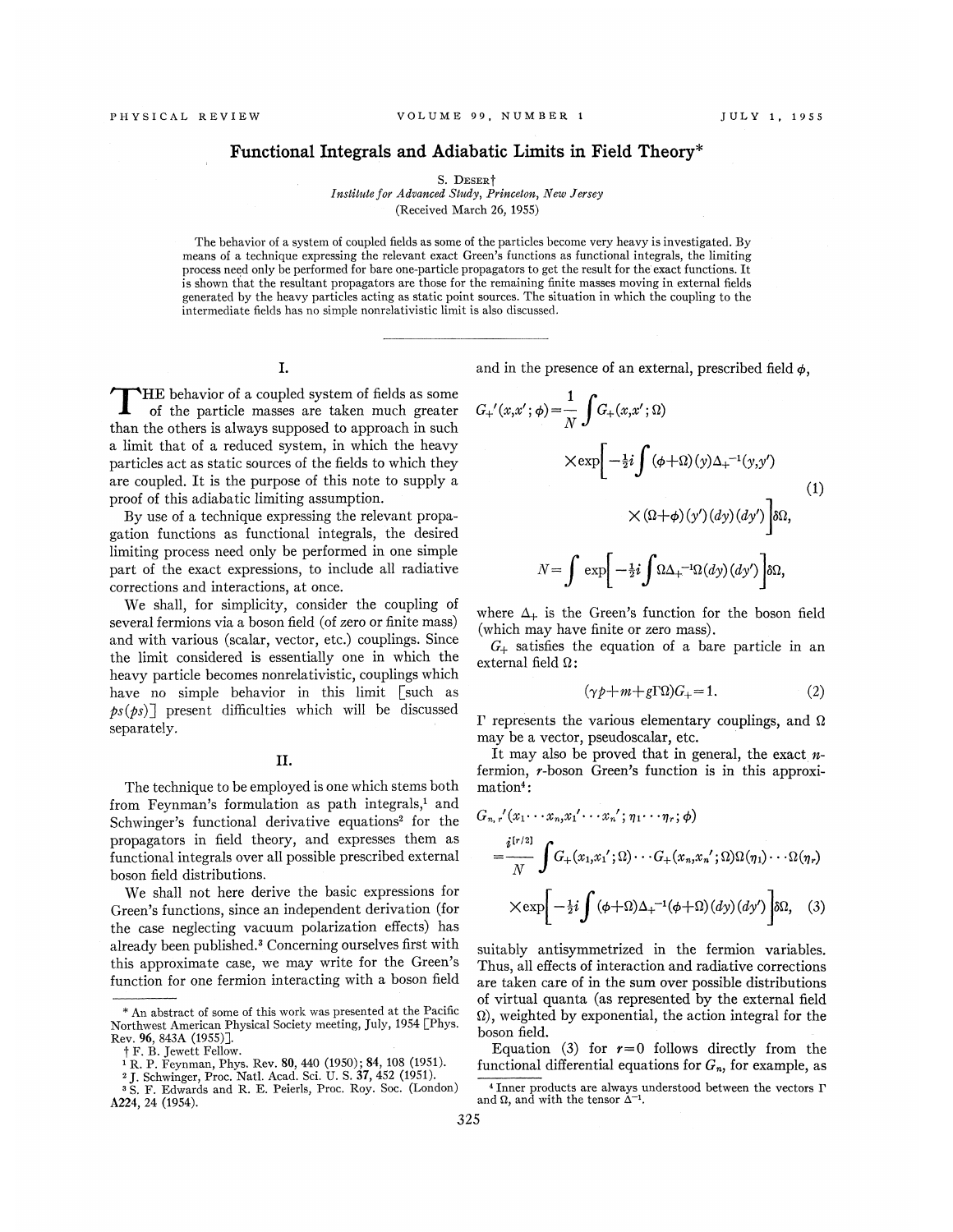# Functional Integrals and Adiabatic Limits in Field Theory*

S. Deser†

*Institute for Advanced Study, Princeton, New Jersey*

(Received March 26, 1955)

The behavior of a system of coupled fields as some of the particles become very heavy is investigated. By means of a technique expressing the relevant exact Green's functions as functional integrals, the limiting process need only be performed for bare one-particle propagators to get the result for the exact functions. It is shown that the resultant propagators are those for the remaining finite masses moving in external fields generated by the heavy particles acting as static point sources. The situation in which the coupling to the intermediate fields has no simple nonrelativistic limit is also discussed.

## I.

The behavior of a coupled system of fields as some of the particle masses are taken much greater than the others is always supposed to approach in such a limit that of a reduced system, in which the heavy particles act as static sources of the fields to which they are coupled. It is the purpose of this note to supply a proof of this adiabatic limiting assumption.

By use of a technique expressing the relevant propagation functions as functional integrals, the desired limiting process need only be performed in one simple part of the exact expressions, to include all radiative corrections and interactions, at once.

We shall, for simplicity, consider the coupling of several fermions via a boson field (of zero or finite mass) and with various (scalar, vector, etc.) couplings. Since the limit considered is essentially one in which the heavy particle becomes nonrelativistic, couplings which have no simple behavior in this limit [such as $ps(ps)$] present difficulties which will be discussed separately.

## II.

The technique to be employed is one which stems both from Feynman's formulation as path integrals,[1] and Schwinger's functional derivative equations[2] for the propagators in field theory, and expresses them as functional integrals over all possible prescribed external boson field distributions.

We shall not here derive the basic expressions for Green's functions, since an independent derivation (for the case neglecting vacuum polarization effects) has already been published.[3] Concerning ourselves first with this approximate case, we may write for the Green's function for one fermion interacting with a boson field and in the presence of an external, prescribed field $\phi$,

$$G_+'(x,x';\phi)=\frac{1}{N}\int G_+(x,x';\Omega)\times\exp\left[-\tfrac{1}{2}i\int(\phi+\Omega)(y)\Delta_+^{-1}(y,y')\times(\Omega+\phi)(y')(dy)(dy')\right]\delta\Omega,\quad (1)$$

$$N=\int\exp\left[-\tfrac{1}{2}i\int\Omega\Delta_+^{-1}\Omega(dy)(dy')\right]\delta\Omega,$$

where $\Delta_+$ is the Green's function for the boson field (which may have finite or zero mass).

$G_+$ satisfies the equation of a bare particle in an external field $\Omega$:

$$(\gamma p+m+g\Gamma\Omega)G_+=1.\quad (2)$$

$\Gamma$ represents the various elementary couplings, and $\Omega$ may be a vector, pseudoscalar, etc.

It may also be proved that in general, the exact $n$-fermion, $r$-boson Green's function is in this approximation[4]:

$$G_{n,r}'(x_1\cdots x_n,x_1'\cdots x_n';\eta_1\cdots\eta_r;\phi)=\frac{i^{[r/2]}}{N}\int G_+(x_1,x_1';\Omega)\cdots G_+(x_n,x_n';\Omega)\Omega(\eta_1)\cdots\Omega(\eta_r)\times\exp\left[-\tfrac{1}{2}i\int(\phi+\Omega)\Delta_+^{-1}(\phi+\Omega)(dy)(dy')\right]\delta\Omega,\quad (3)$$

suitably antisymmetrized in the fermion variables. Thus, all effects of interaction and radiative corrections are taken care of in the sum over possible distributions of virtual quanta (as represented by the external field $\Omega$), weighted by exponential, the action integral for the boson field.

Equation (3) for $r=0$ follows directly from the functional differential equations for $G_n$, for example, as

---

* An abstract of some of this work was presented at the Pacific Northwest American Physical Society meeting, July, 1954 [Phys. Rev. **96**, 843A (1955)].

† F. B. Jewett Fellow.

[1] R. P. Feynman, Phys. Rev. **80**, 440 (1950); **84**, 108 (1951).

[2] J. Schwinger, Proc. Natl. Acad. Sci. U. S. **37**, 452 (1951).

[3] S. F. Edwards and R. E. Peierls, Proc. Roy. Soc. (London) **A224**, 24 (1954).

[4] Inner products are always understood between the vectors $\Gamma$ and $\Omega$, and with the tensor $\Delta^{-1}$.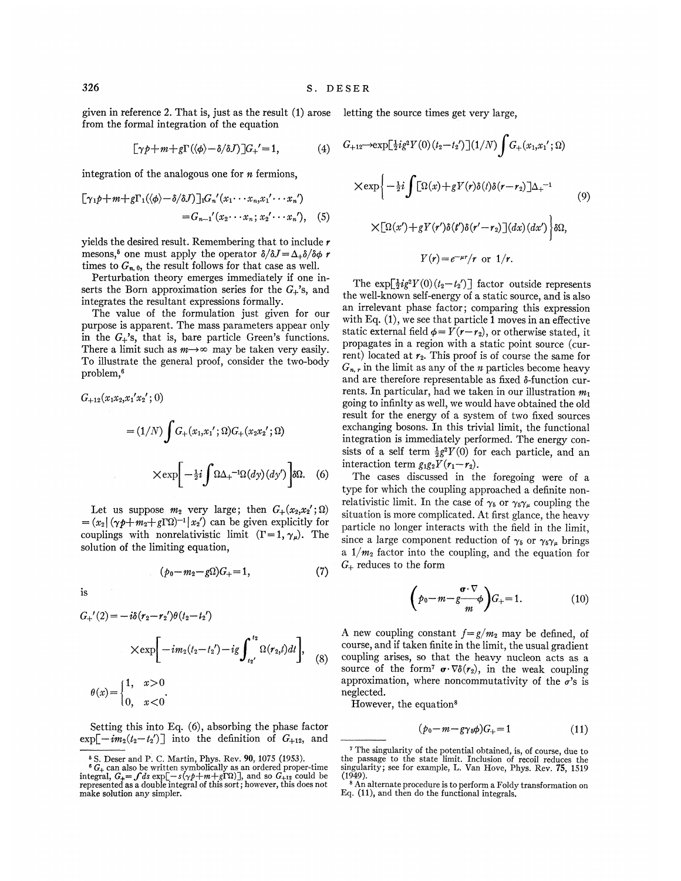given in reference 2. That is, just as the result (1) arose from the formal integration of the equation

$$[\gamma p+m+g\Gamma(\langle\phi\rangle-\delta/\delta J)]G_+'=1, \tag{4}$$

integration of the analogous one for $n$ fermions,

$$[\gamma_1 p+m+g\Gamma_1(\langle\phi\rangle-\delta/\delta J)]_1 G_n'(x_1\cdots x_n,x_1'\cdots x_n') = G_{n-1}'(x_2\cdots x_n;x_2'\cdots x_n'), \tag{5}$$

yields the desired result. Remembering that to include $r$ mesons,[5] one must apply the operator $\delta/\delta J=\Delta_+\delta/\delta\phi$ $r$ times to $G_{n,0}$, the result follows for that case as well.

Perturbation theory emerges immediately if one inserts the Born approximation series for the $G_+$'s, and integrates the resultant expressions formally.

The value of the formulation just given for our purpose is apparent. The mass parameters appear only in the $G_+$'s, that is, bare particle Green's functions. There a limit such as $m\to\infty$ may be taken very easily. To illustrate the general proof, consider the two-body problem,[6]

$$G_{+12}(x_1x_2,x_1'x_2';0) = (1/N)\int G_+(x_1,x_1';\Omega)G_+(x_2x_2';\Omega) \times\exp\left[-\tfrac{1}{2}i\int \Omega\Delta_+^{-1}\Omega(dy)(dy')\right]\delta\Omega. \tag{6}$$

Let us suppose $m_2$ very large; then $G_+(x_2,x_2';\Omega) = (x_2|(\gamma p+m_2+g\Gamma\Omega)^{-1}|x_2')$ can be given explicitly for couplings with nonrelativistic limit $(\Gamma=1,\gamma_\mu)$. The solution of the limiting equation,

$$(p_0-m_2-g\Omega)G_+=1, \tag{7}$$

is

$$G_+'(2)=-i\delta(r_2-r_2')\theta(t_2-t_2') \times\exp\left[-im_2(t_2-t_2')-ig\int_{t_2'}^{t_2}\Omega(r_2,t)dt\right], \tag{8}$$

$$\theta(x)=\begin{cases}1, & x>0\\ 0, & x<0\end{cases}.$$

Setting this into Eq. (6), absorbing the phase factor $\exp[-im_2(t_2-t_2')]$ into the definition of $G_{+12}$, and letting the source times get very large,

$$G_{+12}\to\exp[\tfrac{1}{2}ig^2Y(0)(t_2-t_2')](1/N)\int G_+(x_1,x_1';\Omega) \times\exp\left\{-\tfrac{1}{2}i\int[\Omega(x)+gY(r)\delta(t)\delta(r-r_2)]\Delta_+^{-1} \times[\Omega(x')+gY(r')\delta(t')\delta(r'-r_2)](dx)(dx')\right\}\delta\Omega, \tag{9}$$

$$Y(r)=e^{-\mu r}/r \text{ or } 1/r.$$

The $\exp[\frac{1}{2}ig^2Y(0)(t_2-t_2')]$ factor outside represents the well-known self-energy of a static source, and is also an irrelevant phase factor; comparing this expression with Eq. (1), we see that particle 1 moves in an effective static external field $\phi=Y(r-r_2)$, or otherwise stated, it propagates in a region with a static point source (current) located at $r_2$. This proof is of course the same for $G_{n,r}$ in the limit as any of the $n$ particles become heavy and are therefore representable as fixed $\delta$-function currents. In particular, had we taken in our illustration $m_1$ going to infinlty as well, we would have obtained the old result for the energy of a system of two fixed sources exchanging bosons. In this trivial limit, the functional integration is immediately performed. The energy consists of a self term $\frac{1}{2}g^2Y(0)$ for each particle, and an interaction term $g_1g_2Y(r_1-r_2)$.

The cases discussed in the foregoing were of a type for which the coupling approached a definite nonrelativistic limit. In the case of $\gamma_5$ or $\gamma_5\gamma_\mu$ coupling the situation is more complicated. At first glance, the heavy particle no longer interacts with the field in the limit, since a large component reduction of $\gamma_5$ or $\gamma_5\gamma_\mu$ brings a $1/m_2$ factor into the coupling, and the equation for $G_+$ reduces to the form

$$\left(p_0-m-g\frac{\boldsymbol{\sigma}\cdot\nabla}{m}\phi\right)G_+=1. \tag{10}$$

A new coupling constant $f=g/m_2$ may be defined, of course, and if taken finite in the limit, the usual gradient coupling arises, so that the heavy nucleon acts as a source of the form[7] $\boldsymbol{\sigma}\cdot\nabla\delta(r_2)$, in the weak coupling approximation, where noncommutativity of the $\sigma$'s is neglected.

However, the equation[8]

$$(p_0-m-g\gamma_5\phi)G_+=1 \tag{11}$$

---

[5] S. Deser and P. C. Martin, Phys. Rev. **90**, 1075 (1953).

[6] $G_+$ can also be written symbolically as an ordered proper-time integral, $G_+=\int ds\exp[-s(\gamma p+m+g\Gamma\Omega)]$, and so $G_{+12}$ could be represented as a double integral of this sort; however, this does not make solution any simpler.

[7] The singularity of the potential obtained, is, of course, due to the passage to the state limit. Inclusion of recoil reduces the singularity; see for example, L. Van Hove, Phys. Rev. **75**, 1519 (1949).

[8] An alternate procedure is to perform a Foldy transformation on Eq. (11), and then do the functional integrals.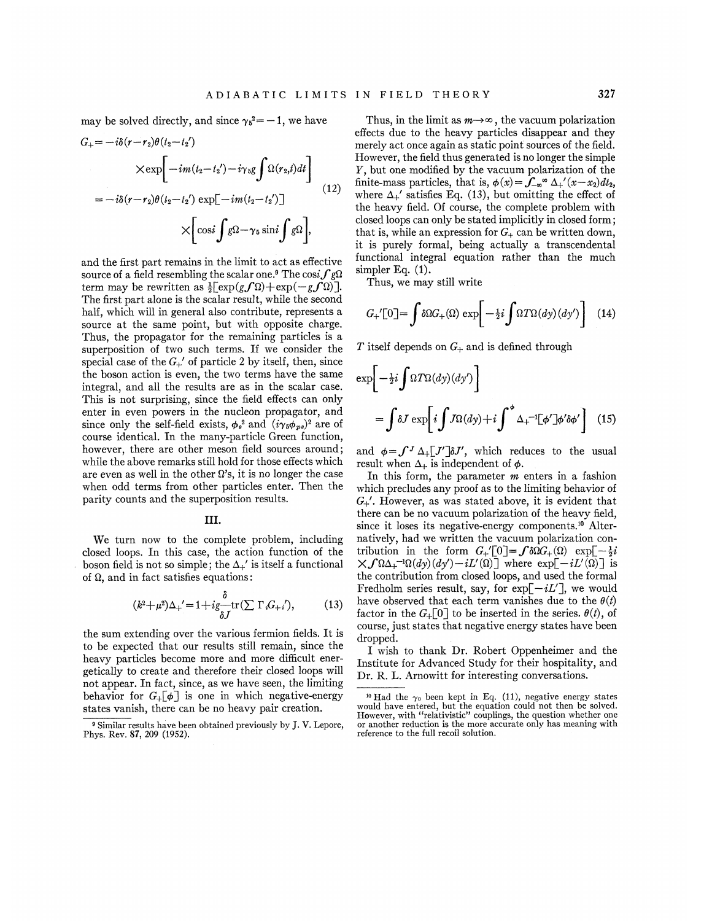may be solved directly, and since $\gamma_5^2=-1$, we have

$$
\begin{aligned}
G_+ &= -i\delta(r-r_2)\theta(t_2-t_2') \\
&\quad\times\exp\left[-im(t_2-t_2')-i\gamma_5 g\int\Omega(r_2,t)dt\right] \\
&= -i\delta(r-r_2)\theta(t_2-t_2')\exp[-im(t_2-t_2')] \\
&\quad\times\left[\cos i\int g\Omega-\gamma_5\sin i\int g\Omega\right],
\end{aligned}
\tag{12}
$$

and the first part remains in the limit to act as effective source of a field resembling the scalar one.[9] The $\cos i\int g\Omega$ term may be rewritten as $\frac{1}{2}[\exp(g\int\Omega)+\exp(-g\int\Omega)]$. The first part alone is the scalar result, while the second half, which will in general also contribute, represents a source at the same point, but with opposite charge. Thus, the propagator for the remaining particles is a superposition of two such terms. If we consider the special case of the $G_+'$ of particle 2 by itself, then, since the boson action is even, the two terms have the same integral, and all the results are as in the scalar case. This is not surprising, since the field effects can only enter in even powers in the nucleon propagator, and since only the self-field exists, $\phi_s^2$ and $(i\gamma_5\phi_{ps})^2$ are of course identical. In the many-particle Green function, however, there are other meson field sources around; while the above remarks still hold for those effects which are even as well in the other $\Omega$'s, it is no longer the case when odd terms from other particles enter. Then the parity counts and the superposition results.

## III.

We turn now to the complete problem, including closed loops. In this case, the action function of the boson field is not so simple; the $\Delta_+'$ is itself a functional of $\Omega$, and in fact satisfies equations:

$$
(k^2+\mu^2)\Delta_+'=1+ig\frac{\delta}{\delta J}\mathrm{tr}(\sum\Gamma_i G_{+i}'),
\tag{13}
$$

the sum extending over the various fermion fields. It is to be expected that our results still remain, since the heavy particles become more and more difficult energetically to create and therefore their closed loops will not appear. In fact, since, as we have seen, the limiting behavior for $G_+[\phi]$ is one in which negative-energy states vanish, there can be no heavy pair creation.

Thus, in the limit as $m\to\infty$, the vacuum polarization effects due to the heavy particles disappear and they merely act once again as static point sources of the field. However, the field thus generated is no longer the simple $Y$, but one modified by the vacuum polarization of the finite-mass particles, that is, $\phi(x)=\int_{-\infty}^{\infty}\Delta_+'(x-x_2)dt_2$, where $\Delta_+'$ satisfies Eq. (13), but omitting the effect of the heavy field. Of course, the complete problem with closed loops can only be stated implicitly in closed form; that is, while an expression for $G_+$ can be written down, it is purely formal, being actually a transcendental functional integral equation rather than the much simpler Eq. (1).

Thus, we may still write

$$
G_+'[0]=\int\delta\Omega G_+(\Omega)\exp\left[-\tfrac{1}{2}i\int\Omega T\Omega(dy)(dy')\right]
\tag{14}
$$

$T$ itself depends on $G_+$ and is defined through

$$
\begin{aligned}
&\exp\left[-\tfrac{1}{2}i\int\Omega T\Omega(dy)(dy')\right] \\
&\quad=\int\delta J\exp\left[i\int J\Omega(dy)+i\int^{\phi}\Delta_+^{-1}[\phi']\phi'\delta\phi'\right]
\end{aligned}
\tag{15}
$$

and $\phi=\int^J\Delta_+[J']\delta J'$, which reduces to the usual result when $\Delta_+$ is independent of $\phi$.

In this form, the parameter $m$ enters in a fashion which precludes any proof as to the limiting behavior of $G_+'$. However, as was stated above, it is evident that there can be no vacuum polarization of the heavy field, since it loses its negative-energy components.[10] Alternatively, had we written the vacuum polarization contribution in the form $G_+'[0]=\int\delta\Omega G_+(\Omega)\exp[-\frac{1}{2}i\times\int\Omega\Delta_+^{-1}\Omega(dy)(dy')-iL'(\Omega)]$ where $\exp[-iL'(\Omega)]$ is the contribution from closed loops, and used the formal Fredholm series result, say, for $\exp[-iL']$, we would have observed that each term vanishes due to the $\theta(t)$ factor in the $G_+[0]$ to be inserted in the series. $\theta(t)$, of course, just states that negative energy states have been dropped.

I wish to thank Dr. Robert Oppenheimer and the Institute for Advanced Study for their hospitality, and Dr. R. L. Arnowitt for interesting conversations.

---

[9] Similar results have been obtained previously by J. V. Lepore, Phys. Rev. **87**, 209 (1952).

[10] Had the $\gamma_0$ been kept in Eq. (11), negative energy states would have entered, but the equation could not then be solved. However, with "relativistic" couplings, the question whether one or another reduction is the more accurate only has meaning with reference to the full recoil solution.